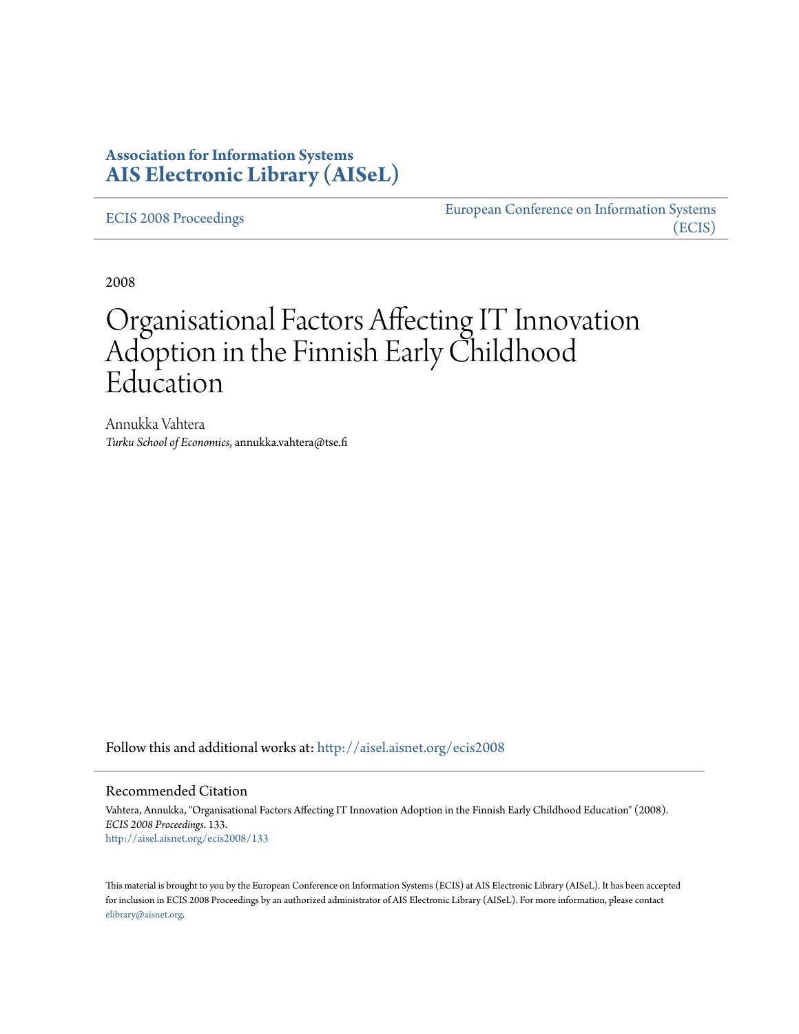**Association for Information Systems**
**AIS Electronic Library (AISeL)**

ECIS 2008 Proceedings

European Conference on Information Systems (ECIS)

2008

# Organisational Factors Affecting IT Innovation Adoption in the Finnish Early Childhood Education

Annukka Vahtera
*Turku School of Economics*, annukka.vahtera@tse.fi

Follow this and additional works at: http://aisel.aisnet.org/ecis2008

## Recommended Citation

Vahtera, Annukka, "Organisational Factors Affecting IT Innovation Adoption in the Finnish Early Childhood Education" (2008). *ECIS 2008 Proceedings*. 133.
http://aisel.aisnet.org/ecis2008/133

This material is brought to you by the European Conference on Information Systems (ECIS) at AIS Electronic Library (AISeL). It has been accepted for inclusion in ECIS 2008 Proceedings by an authorized administrator of AIS Electronic Library (AISeL). For more information, please contact elibrary@aisnet.org.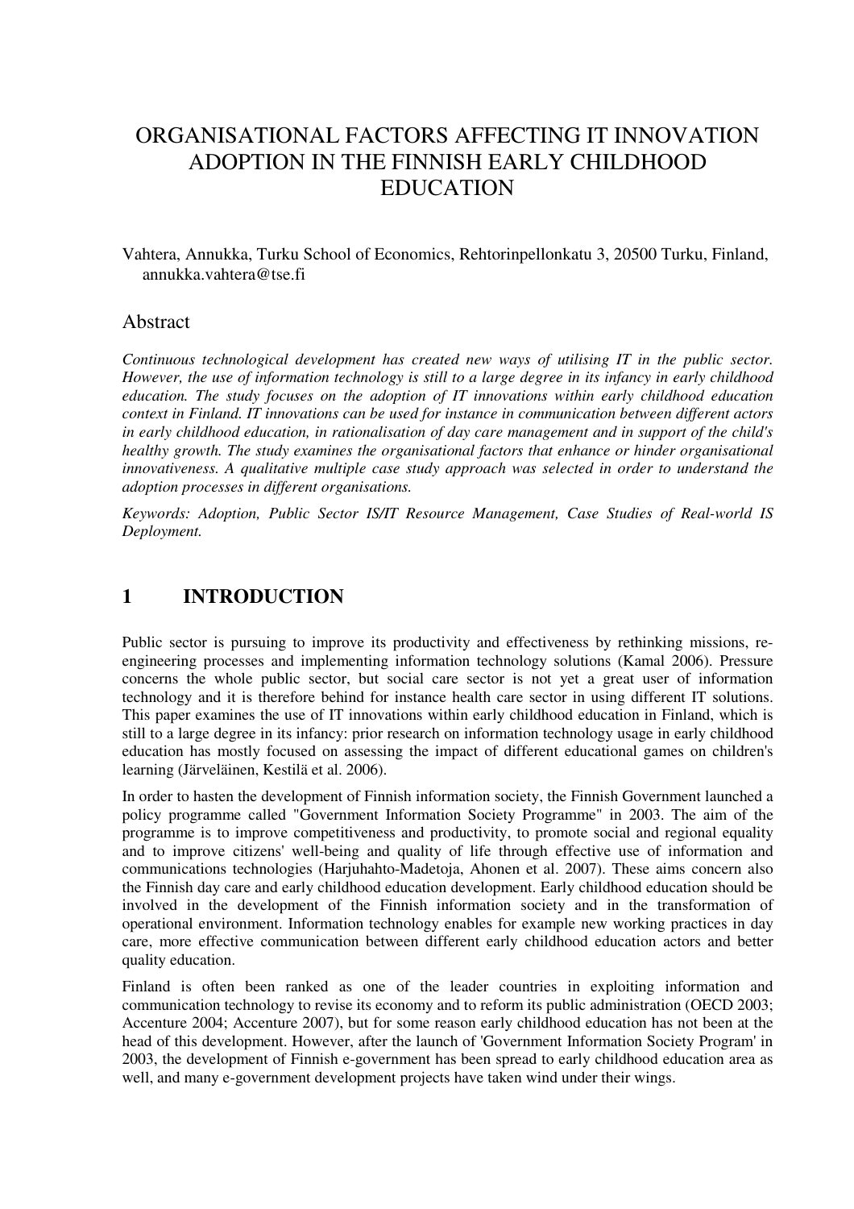# ORGANISATIONAL FACTORS AFFECTING IT INNOVATION ADOPTION IN THE FINNISH EARLY CHILDHOOD EDUCATION

Vahtera, Annukka, Turku School of Economics, Rehtorinpellonkatu 3, 20500 Turku, Finland, annukka.vahtera@tse.fi

## Abstract

*Continuous technological development has created new ways of utilising IT in the public sector. However, the use of information technology is still to a large degree in its infancy in early childhood education. The study focuses on the adoption of IT innovations within early childhood education context in Finland. IT innovations can be used for instance in communication between different actors in early childhood education, in rationalisation of day care management and in support of the child's healthy growth. The study examines the organisational factors that enhance or hinder organisational innovativeness. A qualitative multiple case study approach was selected in order to understand the adoption processes in different organisations.*

*Keywords: Adoption, Public Sector IS/IT Resource Management, Case Studies of Real-world IS Deployment.*

## 1 INTRODUCTION

Public sector is pursuing to improve its productivity and effectiveness by rethinking missions, re-engineering processes and implementing information technology solutions (Kamal 2006). Pressure concerns the whole public sector, but social care sector is not yet a great user of information technology and it is therefore behind for instance health care sector in using different IT solutions. This paper examines the use of IT innovations within early childhood education in Finland, which is still to a large degree in its infancy: prior research on information technology usage in early childhood education has mostly focused on assessing the impact of different educational games on children's learning (Järveläinen, Kestilä et al. 2006).

In order to hasten the development of Finnish information society, the Finnish Government launched a policy programme called "Government Information Society Programme" in 2003. The aim of the programme is to improve competitiveness and productivity, to promote social and regional equality and to improve citizens' well-being and quality of life through effective use of information and communications technologies (Harjuhahto-Madetoja, Ahonen et al. 2007). These aims concern also the Finnish day care and early childhood education development. Early childhood education should be involved in the development of the Finnish information society and in the transformation of operational environment. Information technology enables for example new working practices in day care, more effective communication between different early childhood education actors and better quality education.

Finland is often been ranked as one of the leader countries in exploiting information and communication technology to revise its economy and to reform its public administration (OECD 2003; Accenture 2004; Accenture 2007), but for some reason early childhood education has not been at the head of this development. However, after the launch of 'Government Information Society Program' in 2003, the development of Finnish e-government has been spread to early childhood education area as well, and many e-government development projects have taken wind under their wings.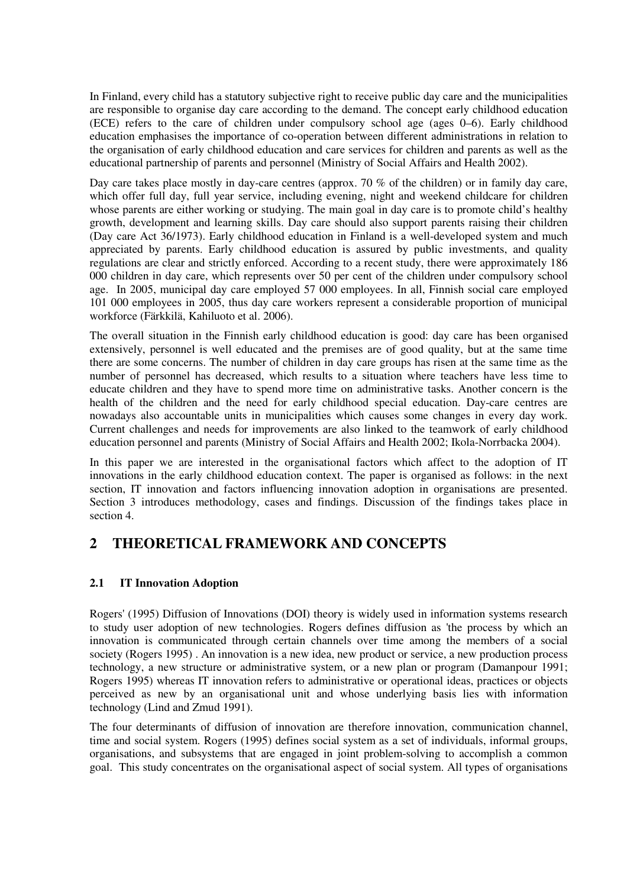In Finland, every child has a statutory subjective right to receive public day care and the municipalities are responsible to organise day care according to the demand. The concept early childhood education (ECE) refers to the care of children under compulsory school age (ages 0–6). Early childhood education emphasises the importance of co-operation between different administrations in relation to the organisation of early childhood education and care services for children and parents as well as the educational partnership of parents and personnel (Ministry of Social Affairs and Health 2002).

Day care takes place mostly in day-care centres (approx. 70 % of the children) or in family day care, which offer full day, full year service, including evening, night and weekend childcare for children whose parents are either working or studying. The main goal in day care is to promote child's healthy growth, development and learning skills. Day care should also support parents raising their children (Day care Act 36/1973). Early childhood education in Finland is a well-developed system and much appreciated by parents. Early childhood education is assured by public investments, and quality regulations are clear and strictly enforced. According to a recent study, there were approximately 186 000 children in day care, which represents over 50 per cent of the children under compulsory school age. In 2005, municipal day care employed 57 000 employees. In all, Finnish social care employed 101 000 employees in 2005, thus day care workers represent a considerable proportion of municipal workforce (Färkkilä, Kahiluoto et al. 2006).

The overall situation in the Finnish early childhood education is good: day care has been organised extensively, personnel is well educated and the premises are of good quality, but at the same time there are some concerns. The number of children in day care groups has risen at the same time as the number of personnel has decreased, which results to a situation where teachers have less time to educate children and they have to spend more time on administrative tasks. Another concern is the health of the children and the need for early childhood special education. Day-care centres are nowadays also accountable units in municipalities which causes some changes in every day work. Current challenges and needs for improvements are also linked to the teamwork of early childhood education personnel and parents (Ministry of Social Affairs and Health 2002; Ikola-Norrbacka 2004).

In this paper we are interested in the organisational factors which affect to the adoption of IT innovations in the early childhood education context. The paper is organised as follows: in the next section, IT innovation and factors influencing innovation adoption in organisations are presented. Section 3 introduces methodology, cases and findings. Discussion of the findings takes place in section 4.

## 2 THEORETICAL FRAMEWORK AND CONCEPTS

### 2.1 IT Innovation Adoption

Rogers' (1995) Diffusion of Innovations (DOI) theory is widely used in information systems research to study user adoption of new technologies. Rogers defines diffusion as 'the process by which an innovation is communicated through certain channels over time among the members of a social society (Rogers 1995) . An innovation is a new idea, new product or service, a new production process technology, a new structure or administrative system, or a new plan or program (Damanpour 1991; Rogers 1995) whereas IT innovation refers to administrative or operational ideas, practices or objects perceived as new by an organisational unit and whose underlying basis lies with information technology (Lind and Zmud 1991).

The four determinants of diffusion of innovation are therefore innovation, communication channel, time and social system. Rogers (1995) defines social system as a set of individuals, informal groups, organisations, and subsystems that are engaged in joint problem-solving to accomplish a common goal. This study concentrates on the organisational aspect of social system. All types of organisations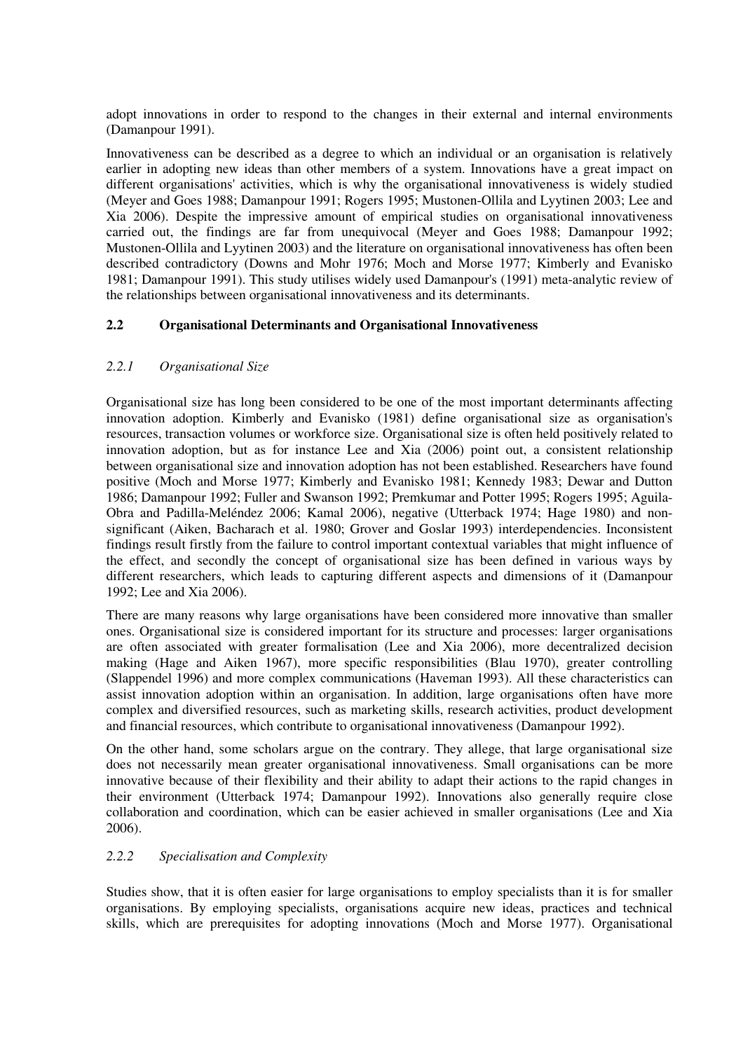adopt innovations in order to respond to the changes in their external and internal environments (Damanpour 1991).

Innovativeness can be described as a degree to which an individual or an organisation is relatively earlier in adopting new ideas than other members of a system. Innovations have a great impact on different organisations' activities, which is why the organisational innovativeness is widely studied (Meyer and Goes 1988; Damanpour 1991; Rogers 1995; Mustonen-Ollila and Lyytinen 2003; Lee and Xia 2006). Despite the impressive amount of empirical studies on organisational innovativeness carried out, the findings are far from unequivocal (Meyer and Goes 1988; Damanpour 1992; Mustonen-Ollila and Lyytinen 2003) and the literature on organisational innovativeness has often been described contradictory (Downs and Mohr 1976; Moch and Morse 1977; Kimberly and Evanisko 1981; Damanpour 1991). This study utilises widely used Damanpour's (1991) meta-analytic review of the relationships between organisational innovativeness and its determinants.

## 2.2 Organisational Determinants and Organisational Innovativeness

### *2.2.1 Organisational Size*

Organisational size has long been considered to be one of the most important determinants affecting innovation adoption. Kimberly and Evanisko (1981) define organisational size as organisation's resources, transaction volumes or workforce size. Organisational size is often held positively related to innovation adoption, but as for instance Lee and Xia (2006) point out, a consistent relationship between organisational size and innovation adoption has not been established. Researchers have found positive (Moch and Morse 1977; Kimberly and Evanisko 1981; Kennedy 1983; Dewar and Dutton 1986; Damanpour 1992; Fuller and Swanson 1992; Premkumar and Potter 1995; Rogers 1995; Aguila-Obra and Padilla-Meléndez 2006; Kamal 2006), negative (Utterback 1974; Hage 1980) and non-significant (Aiken, Bacharach et al. 1980; Grover and Goslar 1993) interdependencies. Inconsistent findings result firstly from the failure to control important contextual variables that might influence of the effect, and secondly the concept of organisational size has been defined in various ways by different researchers, which leads to capturing different aspects and dimensions of it (Damanpour 1992; Lee and Xia 2006).

There are many reasons why large organisations have been considered more innovative than smaller ones. Organisational size is considered important for its structure and processes: larger organisations are often associated with greater formalisation (Lee and Xia 2006), more decentralized decision making (Hage and Aiken 1967), more specific responsibilities (Blau 1970), greater controlling (Slappendel 1996) and more complex communications (Haveman 1993). All these characteristics can assist innovation adoption within an organisation. In addition, large organisations often have more complex and diversified resources, such as marketing skills, research activities, product development and financial resources, which contribute to organisational innovativeness (Damanpour 1992).

On the other hand, some scholars argue on the contrary. They allege, that large organisational size does not necessarily mean greater organisational innovativeness. Small organisations can be more innovative because of their flexibility and their ability to adapt their actions to the rapid changes in their environment (Utterback 1974; Damanpour 1992). Innovations also generally require close collaboration and coordination, which can be easier achieved in smaller organisations (Lee and Xia 2006).

### *2.2.2 Specialisation and Complexity*

Studies show, that it is often easier for large organisations to employ specialists than it is for smaller organisations. By employing specialists, organisations acquire new ideas, practices and technical skills, which are prerequisites for adopting innovations (Moch and Morse 1977). Organisational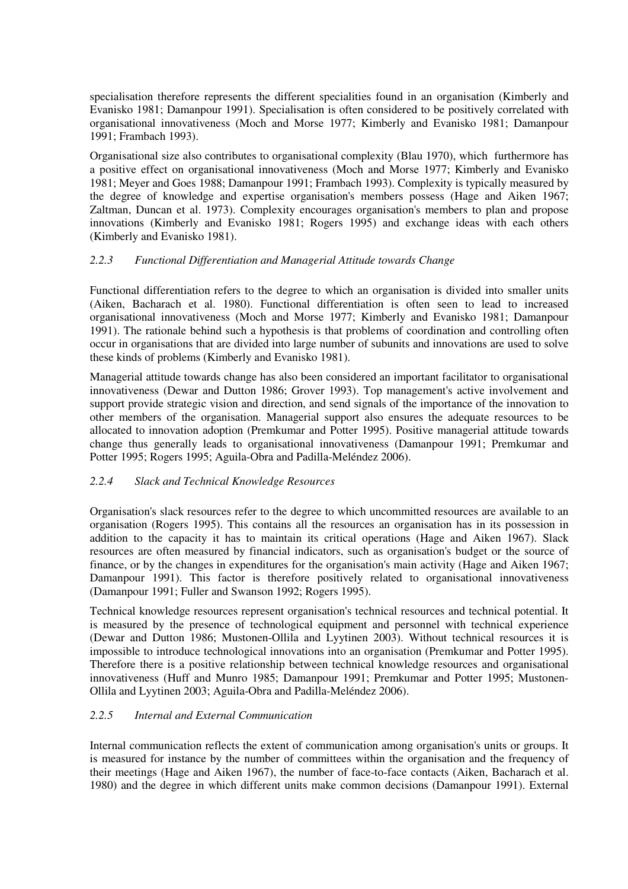specialisation therefore represents the different specialities found in an organisation (Kimberly and Evanisko 1981; Damanpour 1991). Specialisation is often considered to be positively correlated with organisational innovativeness (Moch and Morse 1977; Kimberly and Evanisko 1981; Damanpour 1991; Frambach 1993).

Organisational size also contributes to organisational complexity (Blau 1970), which furthermore has a positive effect on organisational innovativeness (Moch and Morse 1977; Kimberly and Evanisko 1981; Meyer and Goes 1988; Damanpour 1991; Frambach 1993). Complexity is typically measured by the degree of knowledge and expertise organisation's members possess (Hage and Aiken 1967; Zaltman, Duncan et al. 1973). Complexity encourages organisation's members to plan and propose innovations (Kimberly and Evanisko 1981; Rogers 1995) and exchange ideas with each others (Kimberly and Evanisko 1981).

### *2.2.3 Functional Differentiation and Managerial Attitude towards Change*

Functional differentiation refers to the degree to which an organisation is divided into smaller units (Aiken, Bacharach et al. 1980). Functional differentiation is often seen to lead to increased organisational innovativeness (Moch and Morse 1977; Kimberly and Evanisko 1981; Damanpour 1991). The rationale behind such a hypothesis is that problems of coordination and controlling often occur in organisations that are divided into large number of subunits and innovations are used to solve these kinds of problems (Kimberly and Evanisko 1981).

Managerial attitude towards change has also been considered an important facilitator to organisational innovativeness (Dewar and Dutton 1986; Grover 1993). Top management's active involvement and support provide strategic vision and direction, and send signals of the importance of the innovation to other members of the organisation. Managerial support also ensures the adequate resources to be allocated to innovation adoption (Premkumar and Potter 1995). Positive managerial attitude towards change thus generally leads to organisational innovativeness (Damanpour 1991; Premkumar and Potter 1995; Rogers 1995; Aguila-Obra and Padilla-Meléndez 2006).

### *2.2.4 Slack and Technical Knowledge Resources*

Organisation's slack resources refer to the degree to which uncommitted resources are available to an organisation (Rogers 1995). This contains all the resources an organisation has in its possession in addition to the capacity it has to maintain its critical operations (Hage and Aiken 1967). Slack resources are often measured by financial indicators, such as organisation's budget or the source of finance, or by the changes in expenditures for the organisation's main activity (Hage and Aiken 1967; Damanpour 1991). This factor is therefore positively related to organisational innovativeness (Damanpour 1991; Fuller and Swanson 1992; Rogers 1995).

Technical knowledge resources represent organisation's technical resources and technical potential. It is measured by the presence of technological equipment and personnel with technical experience (Dewar and Dutton 1986; Mustonen-Ollila and Lyytinen 2003). Without technical resources it is impossible to introduce technological innovations into an organisation (Premkumar and Potter 1995). Therefore there is a positive relationship between technical knowledge resources and organisational innovativeness (Huff and Munro 1985; Damanpour 1991; Premkumar and Potter 1995; Mustonen-Ollila and Lyytinen 2003; Aguila-Obra and Padilla-Meléndez 2006).

### *2.2.5 Internal and External Communication*

Internal communication reflects the extent of communication among organisation's units or groups. It is measured for instance by the number of committees within the organisation and the frequency of their meetings (Hage and Aiken 1967), the number of face-to-face contacts (Aiken, Bacharach et al. 1980) and the degree in which different units make common decisions (Damanpour 1991). External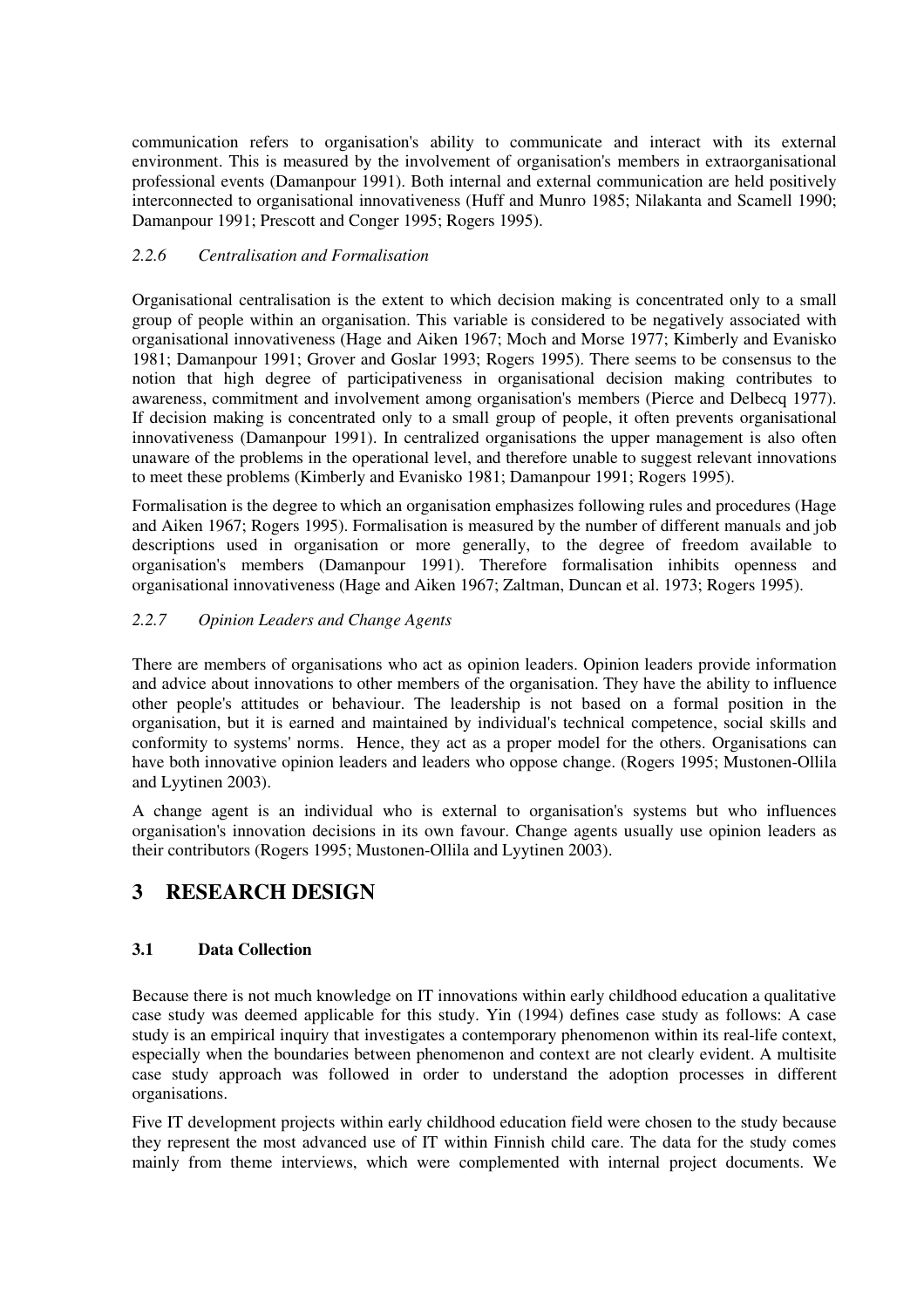communication refers to organisation's ability to communicate and interact with its external environment. This is measured by the involvement of organisation's members in extraorganisational professional events (Damanpour 1991). Both internal and external communication are held positively interconnected to organisational innovativeness (Huff and Munro 1985; Nilakanta and Scamell 1990; Damanpour 1991; Prescott and Conger 1995; Rogers 1995).

### *2.2.6 Centralisation and Formalisation*

Organisational centralisation is the extent to which decision making is concentrated only to a small group of people within an organisation. This variable is considered to be negatively associated with organisational innovativeness (Hage and Aiken 1967; Moch and Morse 1977; Kimberly and Evanisko 1981; Damanpour 1991; Grover and Goslar 1993; Rogers 1995). There seems to be consensus to the notion that high degree of participativeness in organisational decision making contributes to awareness, commitment and involvement among organisation's members (Pierce and Delbecq 1977). If decision making is concentrated only to a small group of people, it often prevents organisational innovativeness (Damanpour 1991). In centralized organisations the upper management is also often unaware of the problems in the operational level, and therefore unable to suggest relevant innovations to meet these problems (Kimberly and Evanisko 1981; Damanpour 1991; Rogers 1995).

Formalisation is the degree to which an organisation emphasizes following rules and procedures (Hage and Aiken 1967; Rogers 1995). Formalisation is measured by the number of different manuals and job descriptions used in organisation or more generally, to the degree of freedom available to organisation's members (Damanpour 1991). Therefore formalisation inhibits openness and organisational innovativeness (Hage and Aiken 1967; Zaltman, Duncan et al. 1973; Rogers 1995).

### *2.2.7 Opinion Leaders and Change Agents*

There are members of organisations who act as opinion leaders. Opinion leaders provide information and advice about innovations to other members of the organisation. They have the ability to influence other people's attitudes or behaviour. The leadership is not based on a formal position in the organisation, but it is earned and maintained by individual's technical competence, social skills and conformity to systems' norms. Hence, they act as a proper model for the others. Organisations can have both innovative opinion leaders and leaders who oppose change. (Rogers 1995; Mustonen-Ollila and Lyytinen 2003).

A change agent is an individual who is external to organisation's systems but who influences organisation's innovation decisions in its own favour. Change agents usually use opinion leaders as their contributors (Rogers 1995; Mustonen-Ollila and Lyytinen 2003).

## 3 RESEARCH DESIGN

### 3.1 Data Collection

Because there is not much knowledge on IT innovations within early childhood education a qualitative case study was deemed applicable for this study. Yin (1994) defines case study as follows: A case study is an empirical inquiry that investigates a contemporary phenomenon within its real-life context, especially when the boundaries between phenomenon and context are not clearly evident. A multisite case study approach was followed in order to understand the adoption processes in different organisations.

Five IT development projects within early childhood education field were chosen to the study because they represent the most advanced use of IT within Finnish child care. The data for the study comes mainly from theme interviews, which were complemented with internal project documents. We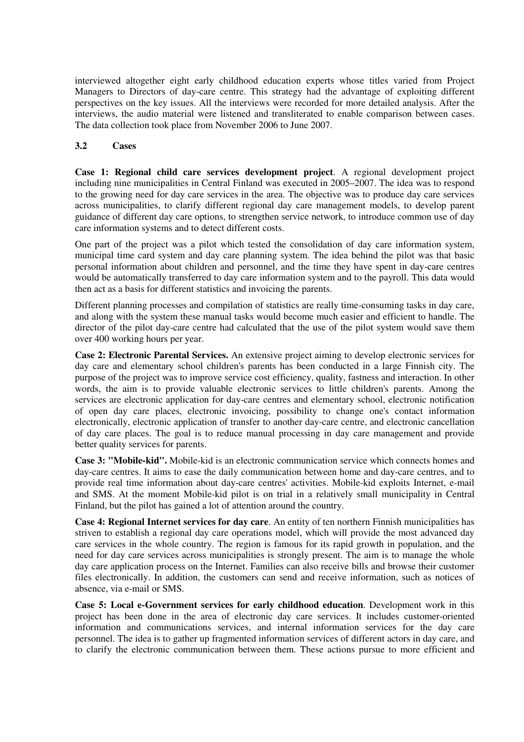interviewed altogether eight early childhood education experts whose titles varied from Project Managers to Directors of day-care centre. This strategy had the advantage of exploiting different perspectives on the key issues. All the interviews were recorded for more detailed analysis. After the interviews, the audio material were listened and transliterated to enable comparison between cases. The data collection took place from November 2006 to June 2007.

### 3.2 Cases

**Case 1: Regional child care services development project**. A regional development project including nine municipalities in Central Finland was executed in 2005–2007. The idea was to respond to the growing need for day care services in the area. The objective was to produce day care services across municipalities, to clarify different regional day care management models, to develop parent guidance of different day care options, to strengthen service network, to introduce common use of day care information systems and to detect different costs.

One part of the project was a pilot which tested the consolidation of day care information system, municipal time card system and day care planning system. The idea behind the pilot was that basic personal information about children and personnel, and the time they have spent in day-care centres would be automatically transferred to day care information system and to the payroll. This data would then act as a basis for different statistics and invoicing the parents.

Different planning processes and compilation of statistics are really time-consuming tasks in day care, and along with the system these manual tasks would become much easier and efficient to handle. The director of the pilot day-care centre had calculated that the use of the pilot system would save them over 400 working hours per year.

**Case 2: Electronic Parental Services.** An extensive project aiming to develop electronic services for day care and elementary school children's parents has been conducted in a large Finnish city. The purpose of the project was to improve service cost efficiency, quality, fastness and interaction. In other words, the aim is to provide valuable electronic services to little children's parents. Among the services are electronic application for day-care centres and elementary school, electronic notification of open day care places, electronic invoicing, possibility to change one's contact information electronically, electronic application of transfer to another day-care centre, and electronic cancellation of day care places. The goal is to reduce manual processing in day care management and provide better quality services for parents.

**Case 3: "Mobile-kid".** Mobile-kid is an electronic communication service which connects homes and day-care centres. It aims to ease the daily communication between home and day-care centres, and to provide real time information about day-care centres' activities. Mobile-kid exploits Internet, e-mail and SMS. At the moment Mobile-kid pilot is on trial in a relatively small municipality in Central Finland, but the pilot has gained a lot of attention around the country.

**Case 4: Regional Internet services for day care**. An entity of ten northern Finnish municipalities has striven to establish a regional day care operations model, which will provide the most advanced day care services in the whole country. The region is famous for its rapid growth in population, and the need for day care services across municipalities is strongly present. The aim is to manage the whole day care application process on the Internet. Families can also receive bills and browse their customer files electronically. In addition, the customers can send and receive information, such as notices of absence, via e-mail or SMS.

**Case 5: Local e-Government services for early childhood education**. Development work in this project has been done in the area of electronic day care services. It includes customer-oriented information and communications services, and internal information services for the day care personnel. The idea is to gather up fragmented information services of different actors in day care, and to clarify the electronic communication between them. These actions pursue to more efficient and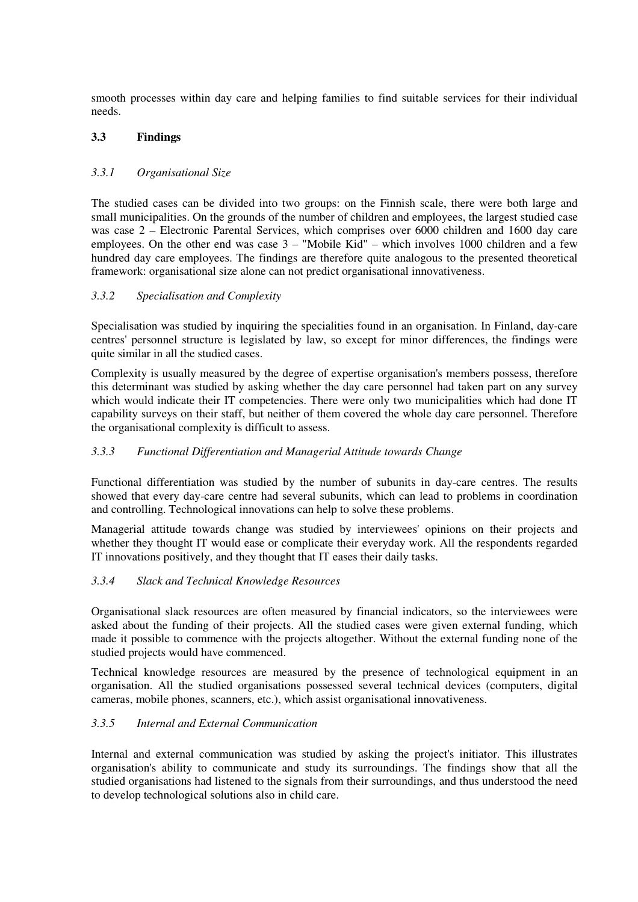smooth processes within day care and helping families to find suitable services for their individual needs.

### 3.3 Findings

#### *3.3.1 Organisational Size*

The studied cases can be divided into two groups: on the Finnish scale, there were both large and small municipalities. On the grounds of the number of children and employees, the largest studied case was case 2 – Electronic Parental Services, which comprises over 6000 children and 1600 day care employees. On the other end was case 3 – "Mobile Kid" – which involves 1000 children and a few hundred day care employees. The findings are therefore quite analogous to the presented theoretical framework: organisational size alone can not predict organisational innovativeness.

#### *3.3.2 Specialisation and Complexity*

Specialisation was studied by inquiring the specialities found in an organisation. In Finland, day-care centres' personnel structure is legislated by law, so except for minor differences, the findings were quite similar in all the studied cases.

Complexity is usually measured by the degree of expertise organisation's members possess, therefore this determinant was studied by asking whether the day care personnel had taken part on any survey which would indicate their IT competencies. There were only two municipalities which had done IT capability surveys on their staff, but neither of them covered the whole day care personnel. Therefore the organisational complexity is difficult to assess.

#### *3.3.3 Functional Differentiation and Managerial Attitude towards Change*

Functional differentiation was studied by the number of subunits in day-care centres. The results showed that every day-care centre had several subunits, which can lead to problems in coordination and controlling. Technological innovations can help to solve these problems.

Managerial attitude towards change was studied by interviewees' opinions on their projects and whether they thought IT would ease or complicate their everyday work. All the respondents regarded IT innovations positively, and they thought that IT eases their daily tasks.

#### *3.3.4 Slack and Technical Knowledge Resources*

Organisational slack resources are often measured by financial indicators, so the interviewees were asked about the funding of their projects. All the studied cases were given external funding, which made it possible to commence with the projects altogether. Without the external funding none of the studied projects would have commenced.

Technical knowledge resources are measured by the presence of technological equipment in an organisation. All the studied organisations possessed several technical devices (computers, digital cameras, mobile phones, scanners, etc.), which assist organisational innovativeness.

#### *3.3.5 Internal and External Communication*

Internal and external communication was studied by asking the project's initiator. This illustrates organisation's ability to communicate and study its surroundings. The findings show that all the studied organisations had listened to the signals from their surroundings, and thus understood the need to develop technological solutions also in child care.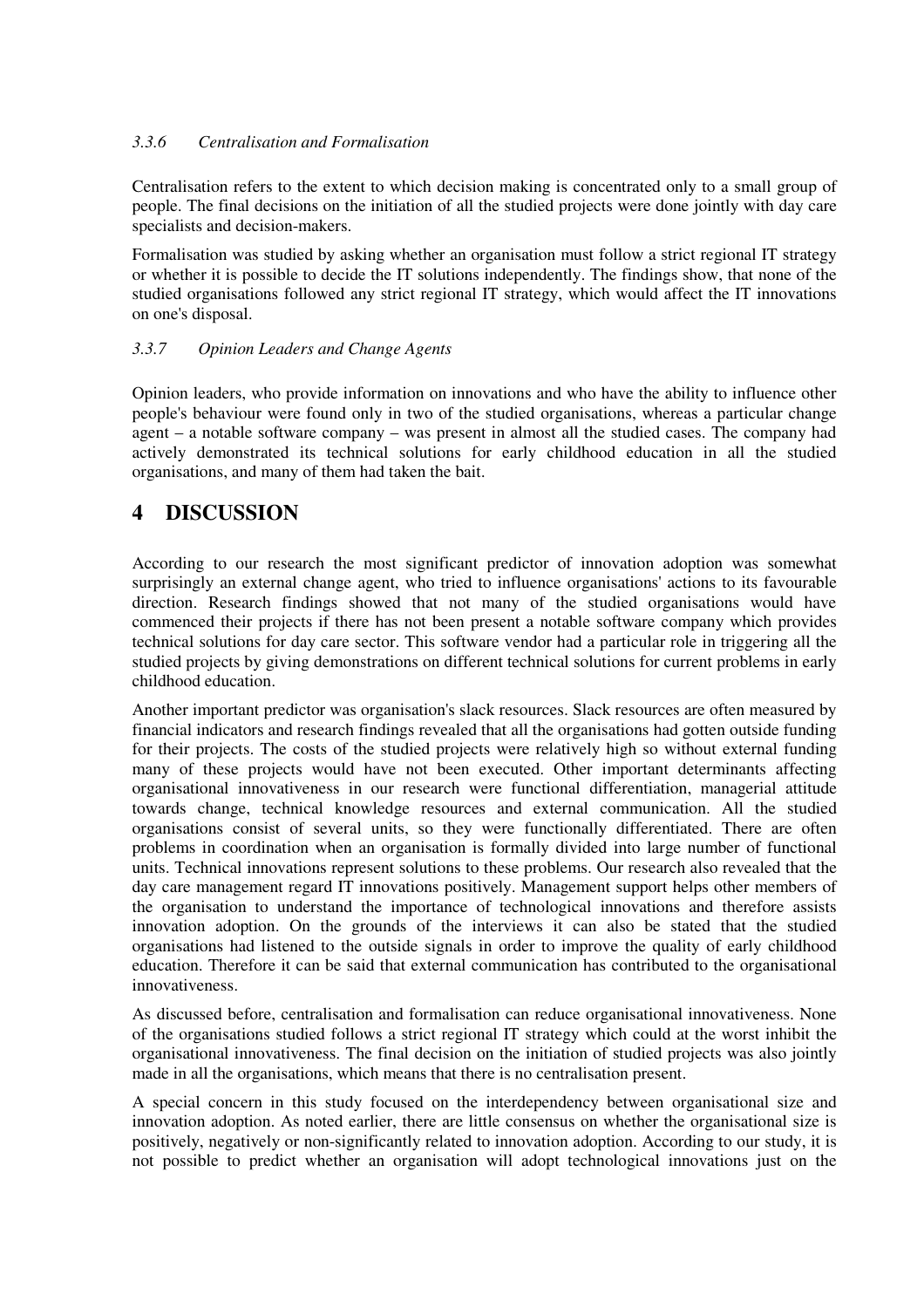#### *3.3.6 Centralisation and Formalisation*

Centralisation refers to the extent to which decision making is concentrated only to a small group of people. The final decisions on the initiation of all the studied projects were done jointly with day care specialists and decision-makers.

Formalisation was studied by asking whether an organisation must follow a strict regional IT strategy or whether it is possible to decide the IT solutions independently. The findings show, that none of the studied organisations followed any strict regional IT strategy, which would affect the IT innovations on one's disposal.

#### *3.3.7 Opinion Leaders and Change Agents*

Opinion leaders, who provide information on innovations and who have the ability to influence other people's behaviour were found only in two of the studied organisations, whereas a particular change agent – a notable software company – was present in almost all the studied cases. The company had actively demonstrated its technical solutions for early childhood education in all the studied organisations, and many of them had taken the bait.

## 4 DISCUSSION

According to our research the most significant predictor of innovation adoption was somewhat surprisingly an external change agent, who tried to influence organisations' actions to its favourable direction. Research findings showed that not many of the studied organisations would have commenced their projects if there has not been present a notable software company which provides technical solutions for day care sector. This software vendor had a particular role in triggering all the studied projects by giving demonstrations on different technical solutions for current problems in early childhood education.

Another important predictor was organisation's slack resources. Slack resources are often measured by financial indicators and research findings revealed that all the organisations had gotten outside funding for their projects. The costs of the studied projects were relatively high so without external funding many of these projects would have not been executed. Other important determinants affecting organisational innovativeness in our research were functional differentiation, managerial attitude towards change, technical knowledge resources and external communication. All the studied organisations consist of several units, so they were functionally differentiated. There are often problems in coordination when an organisation is formally divided into large number of functional units. Technical innovations represent solutions to these problems. Our research also revealed that the day care management regard IT innovations positively. Management support helps other members of the organisation to understand the importance of technological innovations and therefore assists innovation adoption. On the grounds of the interviews it can also be stated that the studied organisations had listened to the outside signals in order to improve the quality of early childhood education. Therefore it can be said that external communication has contributed to the organisational innovativeness.

As discussed before, centralisation and formalisation can reduce organisational innovativeness. None of the organisations studied follows a strict regional IT strategy which could at the worst inhibit the organisational innovativeness. The final decision on the initiation of studied projects was also jointly made in all the organisations, which means that there is no centralisation present.

A special concern in this study focused on the interdependency between organisational size and innovation adoption. As noted earlier, there are little consensus on whether the organisational size is positively, negatively or non-significantly related to innovation adoption. According to our study, it is not possible to predict whether an organisation will adopt technological innovations just on the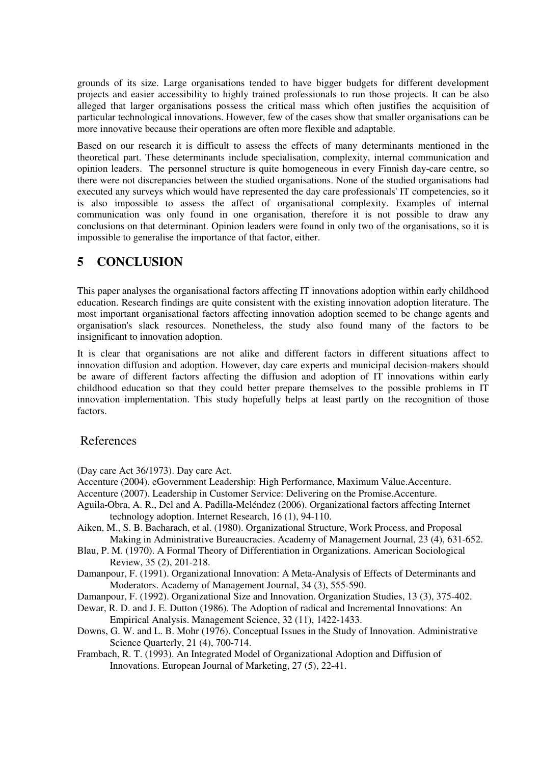grounds of its size. Large organisations tended to have bigger budgets for different development projects and easier accessibility to highly trained professionals to run those projects. It can be also alleged that larger organisations possess the critical mass which often justifies the acquisition of particular technological innovations. However, few of the cases show that smaller organisations can be more innovative because their operations are often more flexible and adaptable.

Based on our research it is difficult to assess the effects of many determinants mentioned in the theoretical part. These determinants include specialisation, complexity, internal communication and opinion leaders. The personnel structure is quite homogeneous in every Finnish day-care centre, so there were not discrepancies between the studied organisations. None of the studied organisations had executed any surveys which would have represented the day care professionals' IT competencies, so it is also impossible to assess the affect of organisational complexity. Examples of internal communication was only found in one organisation, therefore it is not possible to draw any conclusions on that determinant. Opinion leaders were found in only two of the organisations, so it is impossible to generalise the importance of that factor, either.

# 5 CONCLUSION

This paper analyses the organisational factors affecting IT innovations adoption within early childhood education. Research findings are quite consistent with the existing innovation adoption literature. The most important organisational factors affecting innovation adoption seemed to be change agents and organisation's slack resources. Nonetheless, the study also found many of the factors to be insignificant to innovation adoption.

It is clear that organisations are not alike and different factors in different situations affect to innovation diffusion and adoption. However, day care experts and municipal decision-makers should be aware of different factors affecting the diffusion and adoption of IT innovations within early childhood education so that they could better prepare themselves to the possible problems in IT innovation implementation. This study hopefully helps at least partly on the recognition of those factors.

## References

(Day care Act 36/1973). Day care Act.

Accenture (2004). eGovernment Leadership: High Performance, Maximum Value.Accenture.

Accenture (2007). Leadership in Customer Service: Delivering on the Promise.Accenture.

Aguila-Obra, A. R., Del and A. Padilla-Meléndez (2006). Organizational factors affecting Internet technology adoption. Internet Research, 16 (1), 94-110.

Aiken, M., S. B. Bacharach, et al. (1980). Organizational Structure, Work Process, and Proposal Making in Administrative Bureaucracies. Academy of Management Journal, 23 (4), 631-652.

Blau, P. M. (1970). A Formal Theory of Differentiation in Organizations. American Sociological Review, 35 (2), 201-218.

Damanpour, F. (1991). Organizational Innovation: A Meta-Analysis of Effects of Determinants and Moderators. Academy of Management Journal, 34 (3), 555-590.

Damanpour, F. (1992). Organizational Size and Innovation. Organization Studies, 13 (3), 375-402.

Dewar, R. D. and J. E. Dutton (1986). The Adoption of radical and Incremental Innovations: An Empirical Analysis. Management Science, 32 (11), 1422-1433.

Downs, G. W. and L. B. Mohr (1976). Conceptual Issues in the Study of Innovation. Administrative Science Quarterly, 21 (4), 700-714.

Frambach, R. T. (1993). An Integrated Model of Organizational Adoption and Diffusion of Innovations. European Journal of Marketing, 27 (5), 22-41.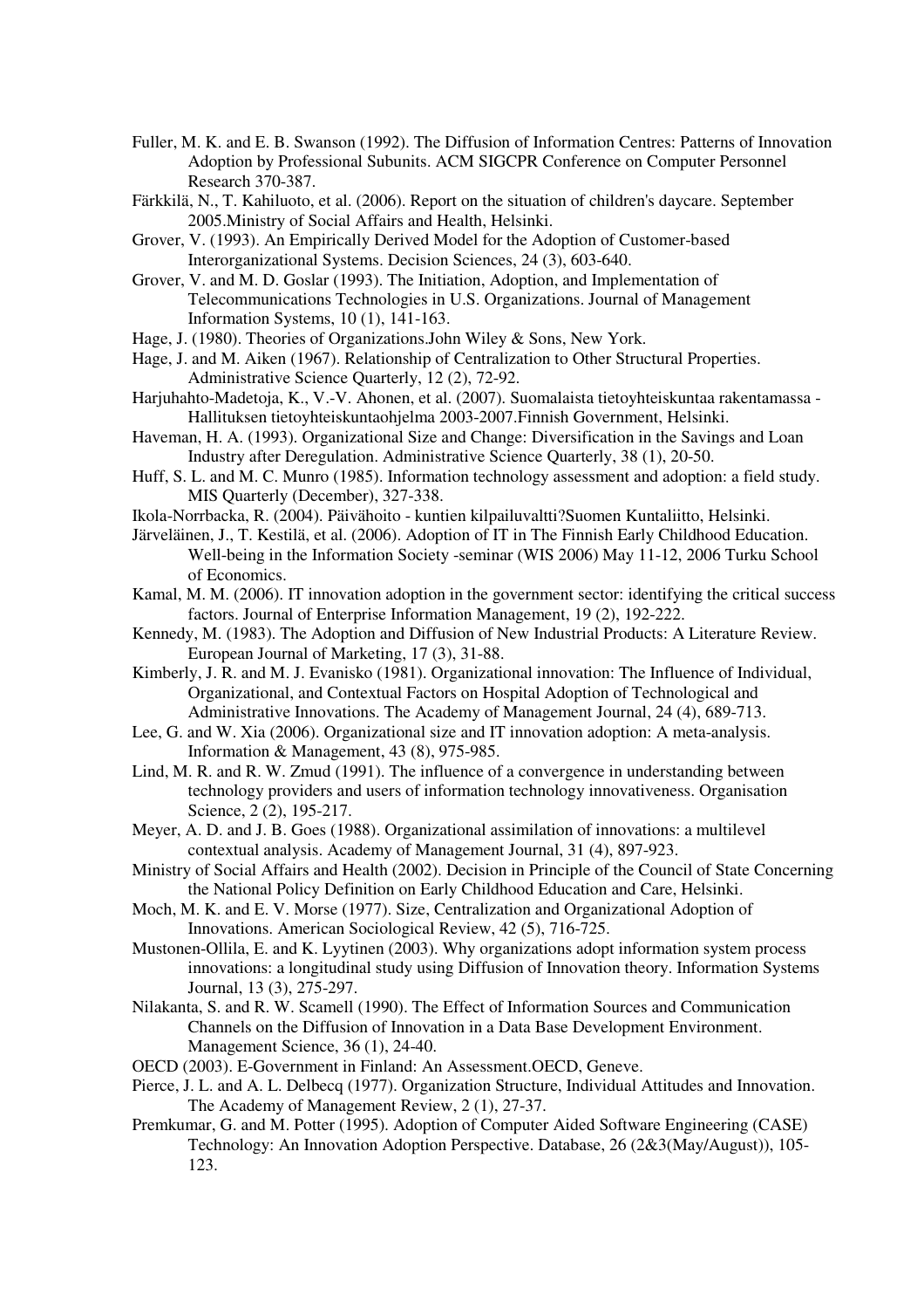Fuller, M. K. and E. B. Swanson (1992). The Diffusion of Information Centres: Patterns of Innovation Adoption by Professional Subunits. ACM SIGCPR Conference on Computer Personnel Research 370-387.

Färkkilä, N., T. Kahiluoto, et al. (2006). Report on the situation of children's daycare. September 2005.Ministry of Social Affairs and Health, Helsinki.

Grover, V. (1993). An Empirically Derived Model for the Adoption of Customer-based Interorganizational Systems. Decision Sciences, 24 (3), 603-640.

Grover, V. and M. D. Goslar (1993). The Initiation, Adoption, and Implementation of Telecommunications Technologies in U.S. Organizations. Journal of Management Information Systems, 10 (1), 141-163.

Hage, J. (1980). Theories of Organizations.John Wiley & Sons, New York.

Hage, J. and M. Aiken (1967). Relationship of Centralization to Other Structural Properties. Administrative Science Quarterly, 12 (2), 72-92.

Harjuhahto-Madetoja, K., V.-V. Ahonen, et al. (2007). Suomalaista tietoyhteiskuntaa rakentamassa - Hallituksen tietoyhteiskuntaohjelma 2003-2007.Finnish Government, Helsinki.

Haveman, H. A. (1993). Organizational Size and Change: Diversification in the Savings and Loan Industry after Deregulation. Administrative Science Quarterly, 38 (1), 20-50.

Huff, S. L. and M. C. Munro (1985). Information technology assessment and adoption: a field study. MIS Quarterly (December), 327-338.

Ikola-Norrbacka, R. (2004). Päivähoito - kuntien kilpailuvaltti?Suomen Kuntaliitto, Helsinki.

Järveläinen, J., T. Kestilä, et al. (2006). Adoption of IT in The Finnish Early Childhood Education. Well-being in the Information Society -seminar (WIS 2006) May 11-12, 2006 Turku School of Economics.

Kamal, M. M. (2006). IT innovation adoption in the government sector: identifying the critical success factors. Journal of Enterprise Information Management, 19 (2), 192-222.

Kennedy, M. (1983). The Adoption and Diffusion of New Industrial Products: A Literature Review. European Journal of Marketing, 17 (3), 31-88.

Kimberly, J. R. and M. J. Evanisko (1981). Organizational innovation: The Influence of Individual, Organizational, and Contextual Factors on Hospital Adoption of Technological and Administrative Innovations. The Academy of Management Journal, 24 (4), 689-713.

Lee, G. and W. Xia (2006). Organizational size and IT innovation adoption: A meta-analysis. Information & Management, 43 (8), 975-985.

Lind, M. R. and R. W. Zmud (1991). The influence of a convergence in understanding between technology providers and users of information technology innovativeness. Organisation Science, 2 (2), 195-217.

Meyer, A. D. and J. B. Goes (1988). Organizational assimilation of innovations: a multilevel contextual analysis. Academy of Management Journal, 31 (4), 897-923.

Ministry of Social Affairs and Health (2002). Decision in Principle of the Council of State Concerning the National Policy Definition on Early Childhood Education and Care, Helsinki.

Moch, M. K. and E. V. Morse (1977). Size, Centralization and Organizational Adoption of Innovations. American Sociological Review, 42 (5), 716-725.

Mustonen-Ollila, E. and K. Lyytinen (2003). Why organizations adopt information system process innovations: a longitudinal study using Diffusion of Innovation theory. Information Systems Journal, 13 (3), 275-297.

Nilakanta, S. and R. W. Scamell (1990). The Effect of Information Sources and Communication Channels on the Diffusion of Innovation in a Data Base Development Environment. Management Science, 36 (1), 24-40.

OECD (2003). E-Government in Finland: An Assessment.OECD, Geneve.

Pierce, J. L. and A. L. Delbecq (1977). Organization Structure, Individual Attitudes and Innovation. The Academy of Management Review, 2 (1), 27-37.

Premkumar, G. and M. Potter (1995). Adoption of Computer Aided Software Engineering (CASE) Technology: An Innovation Adoption Perspective. Database, 26 (2&3(May/August)), 105-123.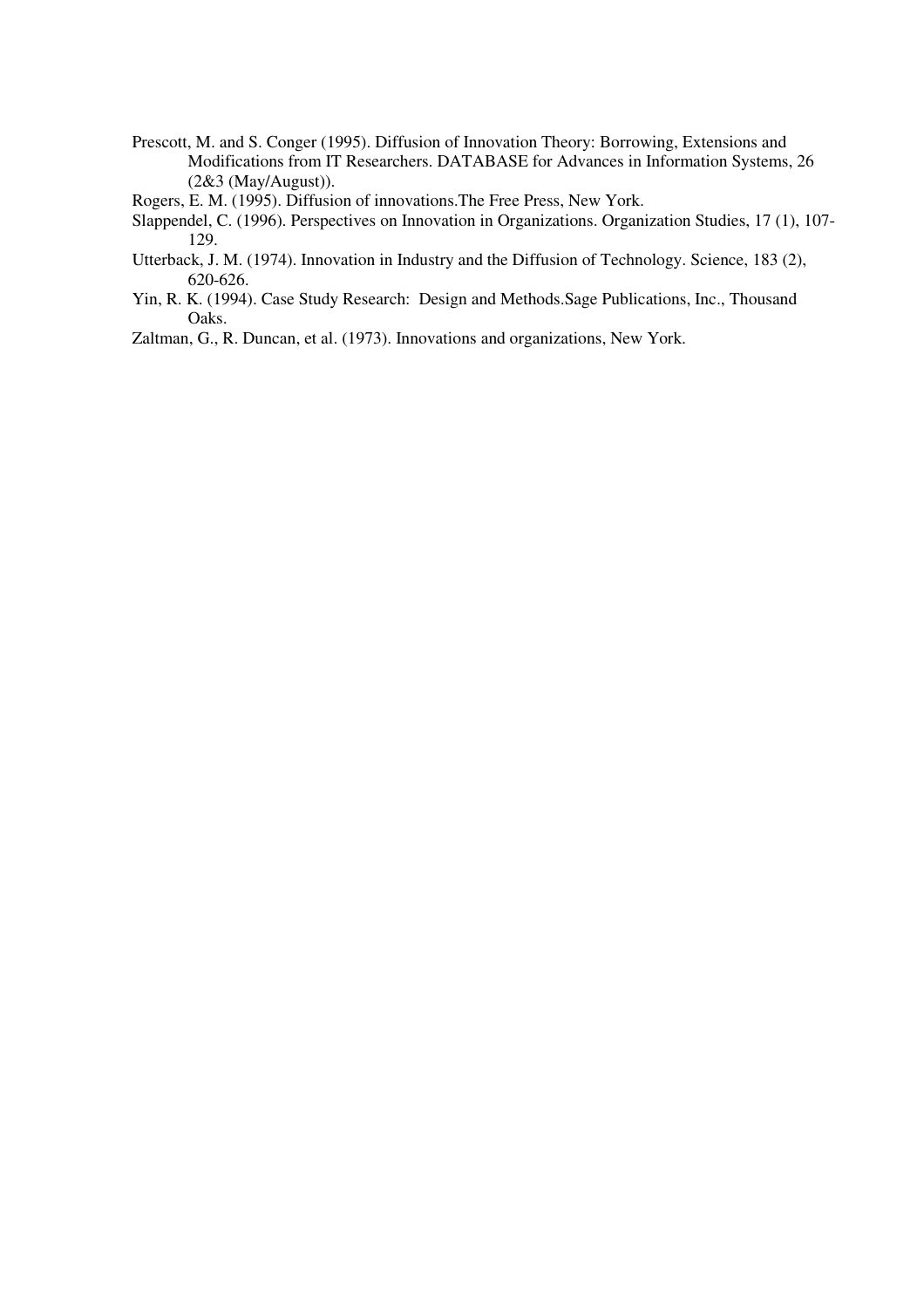Prescott, M. and S. Conger (1995). Diffusion of Innovation Theory: Borrowing, Extensions and Modifications from IT Researchers. DATABASE for Advances in Information Systems, 26 (2&3 (May/August)).

Rogers, E. M. (1995). Diffusion of innovations.The Free Press, New York.

Slappendel, C. (1996). Perspectives on Innovation in Organizations. Organization Studies, 17 (1), 107-129.

Utterback, J. M. (1974). Innovation in Industry and the Diffusion of Technology. Science, 183 (2), 620-626.

Yin, R. K. (1994). Case Study Research: Design and Methods.Sage Publications, Inc., Thousand Oaks.

Zaltman, G., R. Duncan, et al. (1973). Innovations and organizations, New York.